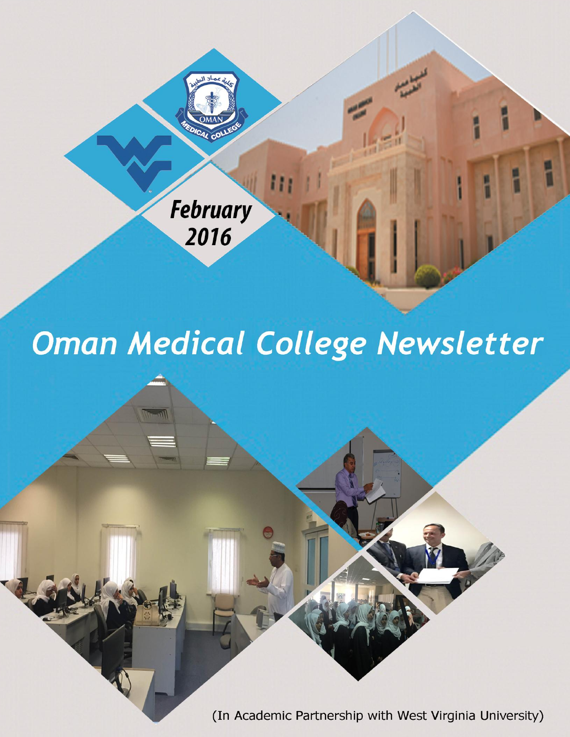February 2016

# Oman Medical College Newsletter

(In Academic Partnership with West Virginia University)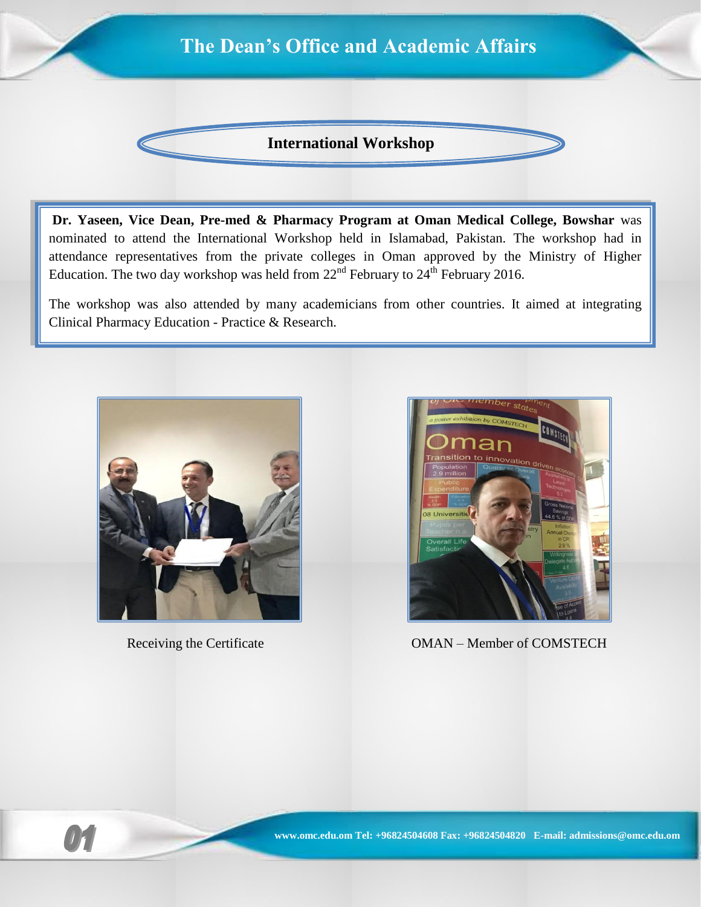# The Dean's Office and Academic Affairs

## International Workshop

**Dr. Yaseen, Vice Dean, Pre-med & Pharmacy Program at Oman Medical College, Bowshar** was nominated to attend the International Workshop held in Islamabad, Pakistan. The workshop had in attendance representatives from the private colleges in Oman approved by the Ministry of Higher Education. The two day workshop was held from 22nd February to 24th February 2016.

The workshop was also attended by many academicians from other countries. It aimed at integrating Clinical Pharmacy Education - Practice & Research.

Receiving the Certificate

OMAN – Member of COMSTECH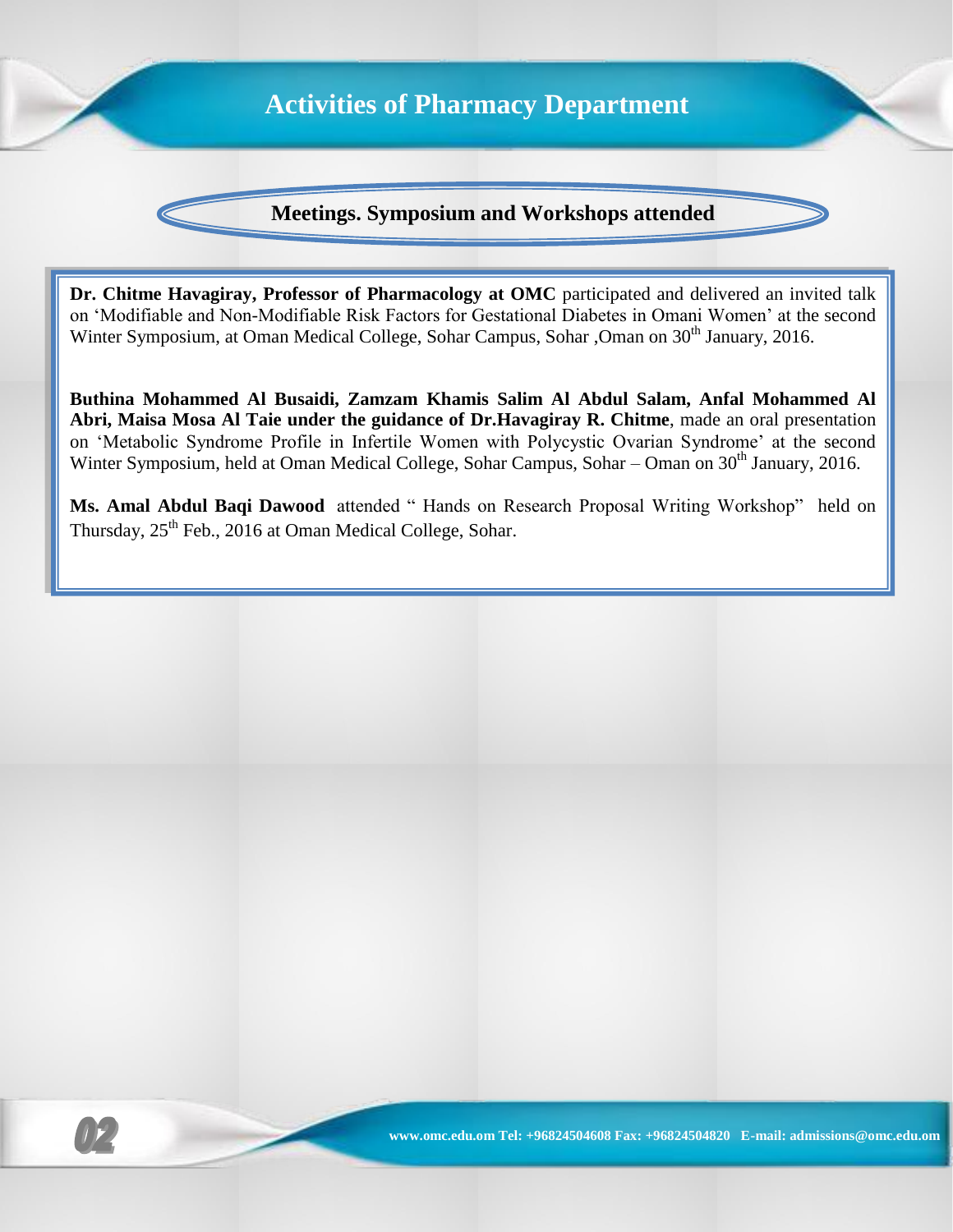# Activities of Pharmacy Department

## Meetings. Symposium and Workshops attended

**Dr. Chitme Havagiray, Professor of Pharmacology at OMC** participated and delivered an invited talk on 'Modifiable and Non-Modifiable Risk Factors for Gestational Diabetes in Omani Women' at the second Winter Symposium, at Oman Medical College, Sohar Campus, Sohar ,Oman on 30th January, 2016.

**Buthina Mohammed Al Busaidi, Zamzam Khamis Salim Al Abdul Salam, Anfal Mohammed Al Abri, Maisa Mosa Al Taie under the guidance of Dr.Havagiray R. Chitme**, made an oral presentation on 'Metabolic Syndrome Profile in Infertile Women with Polycystic Ovarian Syndrome' at the second Winter Symposium, held at Oman Medical College, Sohar Campus, Sohar – Oman on 30th January, 2016.

**Ms. Amal Abdul Baqi Dawood** attended " Hands on Research Proposal Writing Workshop" held on Thursday, 25th Feb., 2016 at Oman Medical College, Sohar.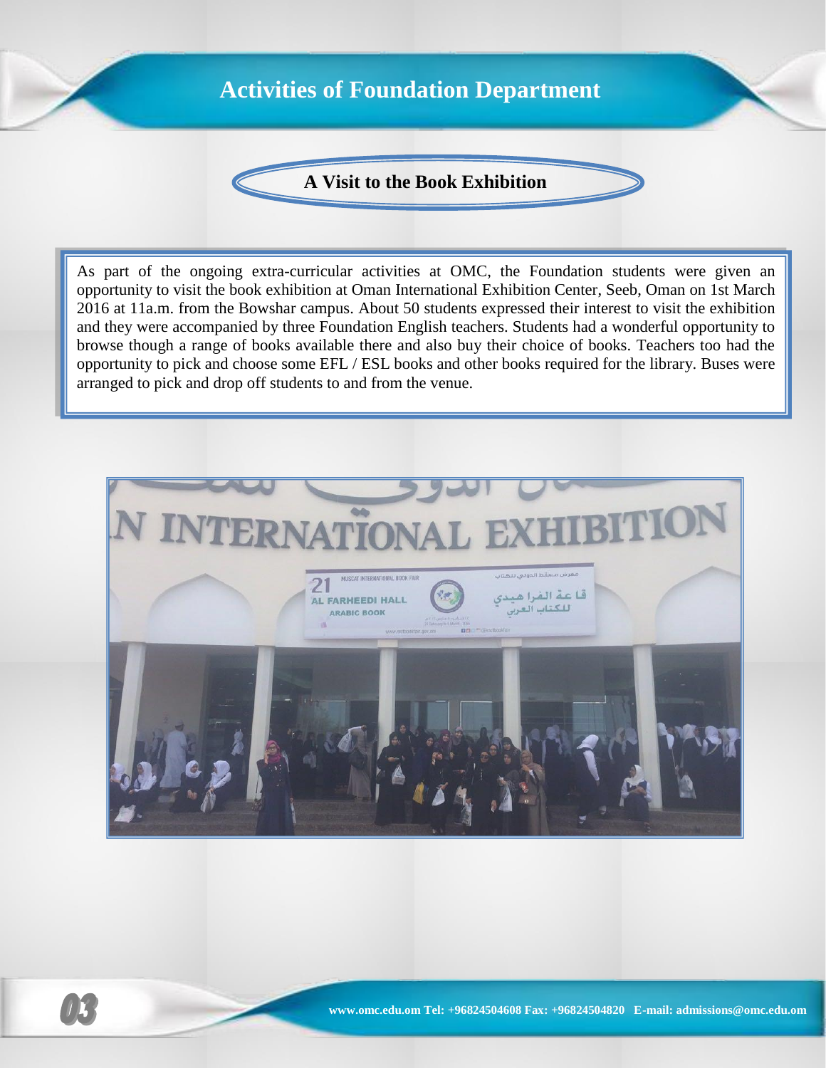# Activities of Foundation Department

## A Visit to the Book Exhibition

As part of the ongoing extra-curricular activities at OMC, the Foundation students were given an opportunity to visit the book exhibition at Oman International Exhibition Center, Seeb, Oman on 1st March 2016 at 11a.m. from the Bowshar campus. About 50 students expressed their interest to visit the exhibition and they were accompanied by three Foundation English teachers. Students had a wonderful opportunity to browse though a range of books available there and also buy their choice of books. Teachers too had the opportunity to pick and choose some EFL / ESL books and other books required for the library. Buses were arranged to pick and drop off students to and from the venue.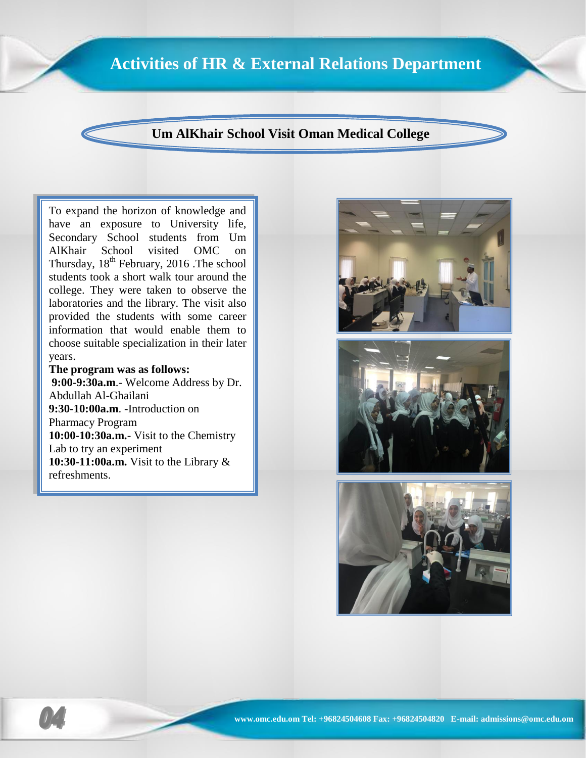# Activities of HR & External Relations Department

## Um AlKhair School Visit Oman Medical College

To expand the horizon of knowledge and have an exposure to University life, Secondary School students from Um AlKhair School visited OMC on Thursday, 18th February, 2016 .The school students took a short walk tour around the college. They were taken to observe the laboratories and the library. The visit also provided the students with some career information that would enable them to choose suitable specialization in their later years.

**The program was as follows:**

**9:00-9:30a.m**.- Welcome Address by Dr. Abdullah Al-Ghailani

**9:30-10:00a.m**. -Introduction on Pharmacy Program

**10:00-10:30a.m.**- Visit to the Chemistry Lab to try an experiment

**10:30-11:00a.m.** Visit to the Library & refreshments.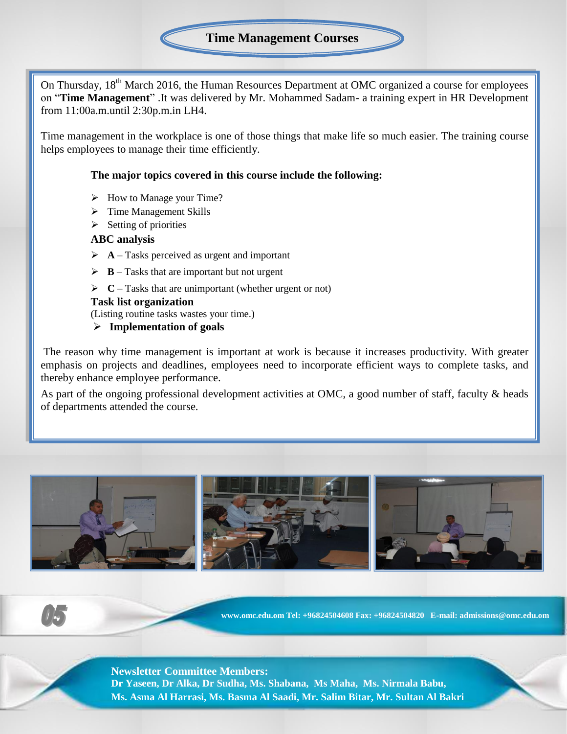## Time Management Courses

On Thursday, 18th March 2016, the Human Resources Department at OMC organized a course for employees on "**Time Management**" .It was delivered by Mr. Mohammed Sadam- a training expert in HR Development from 11:00a.m.until 2:30p.m.in LH4.

Time management in the workplace is one of those things that make life so much easier. The training course helps employees to manage their time efficiently.

**The major topics covered in this course include the following:**

- How to Manage your Time?
- Time Management Skills
- Setting of priorities

**ABC analysis**

- **A** – Tasks perceived as urgent and important
- **B** – Tasks that are important but not urgent
- **C** – Tasks that are unimportant (whether urgent or not)

**Task list organization**

(Listing routine tasks wastes your time.)

- **Implementation of goals**

The reason why time management is important at work is because it increases productivity. With greater emphasis on projects and deadlines, employees need to incorporate efficient ways to complete tasks, and thereby enhance employee performance.

As part of the ongoing professional development activities at OMC, a good number of staff, faculty & heads of departments attended the course.

**www.omc.edu.om Tel: +96824504608 Fax: +96824504820 E-mail: admissions@omc.edu.om**

**Newsletter Committee Members:**
**Dr Yaseen, Dr Alka, Dr Sudha, Ms. Shabana, Ms Maha, Ms. Nirmala Babu, Ms. Asma Al Harrasi, Ms. Basma Al Saadi, Mr. Salim Bitar, Mr. Sultan Al Bakri**